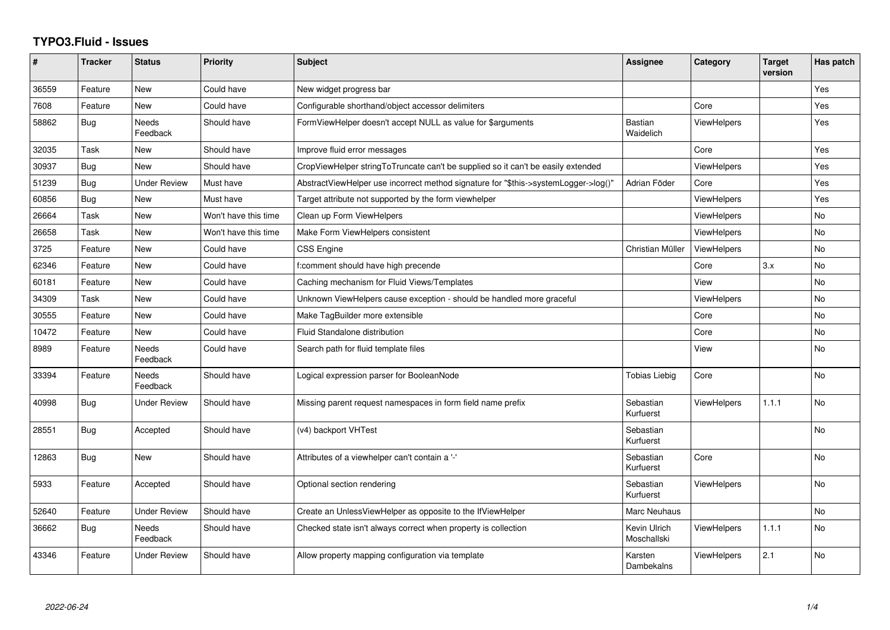# TYPO3.Fluid - Issues

| # | Tracker | Status | Priority | Subject | Assignee | Category | Target version | Has patch |
|---|---|---|---|---|---|---|---|---|
| 36559 | Feature | New | Could have | New widget progress bar | | | | Yes |
| 7608 | Feature | New | Could have | Configurable shorthand/object accessor delimiters | | Core | | Yes |
| 58862 | Bug | Needs Feedback | Should have | FormViewHelper doesn't accept NULL as value for $arguments | Bastian Waidelich | ViewHelpers | | Yes |
| 32035 | Task | New | Should have | Improve fluid error messages | | Core | | Yes |
| 30937 | Bug | New | Should have | CropViewHelper stringToTruncate can't be supplied so it can't be easily extended | | ViewHelpers | | Yes |
| 51239 | Bug | Under Review | Must have | AbstractViewHelper use incorrect method signature for "$this->systemLogger->log()" | Adrian Föder | Core | | Yes |
| 60856 | Bug | New | Must have | Target attribute not supported by the form viewhelper | | ViewHelpers | | Yes |
| 26664 | Task | New | Won't have this time | Clean up Form ViewHelpers | | ViewHelpers | | No |
| 26658 | Task | New | Won't have this time | Make Form ViewHelpers consistent | | ViewHelpers | | No |
| 3725 | Feature | New | Could have | CSS Engine | Christian Müller | ViewHelpers | | No |
| 62346 | Feature | New | Could have | f:comment should have high precende | | Core | 3.x | No |
| 60181 | Feature | New | Could have | Caching mechanism for Fluid Views/Templates | | View | | No |
| 34309 | Task | New | Could have | Unknown ViewHelpers cause exception - should be handled more graceful | | ViewHelpers | | No |
| 30555 | Feature | New | Could have | Make TagBuilder more extensible | | Core | | No |
| 10472 | Feature | New | Could have | Fluid Standalone distribution | | Core | | No |
| 8989 | Feature | Needs Feedback | Could have | Search path for fluid template files | | View | | No |
| 33394 | Feature | Needs Feedback | Should have | Logical expression parser for BooleanNode | Tobias Liebig | Core | | No |
| 40998 | Bug | Under Review | Should have | Missing parent request namespaces in form field name prefix | Sebastian Kurfuerst | ViewHelpers | 1.1.1 | No |
| 28551 | Bug | Accepted | Should have | (v4) backport VHTest | Sebastian Kurfuerst | | | No |
| 12863 | Bug | New | Should have | Attributes of a viewhelper can't contain a '-' | Sebastian Kurfuerst | Core | | No |
| 5933 | Feature | Accepted | Should have | Optional section rendering | Sebastian Kurfuerst | ViewHelpers | | No |
| 52640 | Feature | Under Review | Should have | Create an UnlessViewHelper as opposite to the IfViewHelper | Marc Neuhaus | | | No |
| 36662 | Bug | Needs Feedback | Should have | Checked state isn't always correct when property is collection | Kevin Ulrich Moschallski | ViewHelpers | 1.1.1 | No |
| 43346 | Feature | Under Review | Should have | Allow property mapping configuration via template | Karsten Dambekalns | ViewHelpers | 2.1 | No |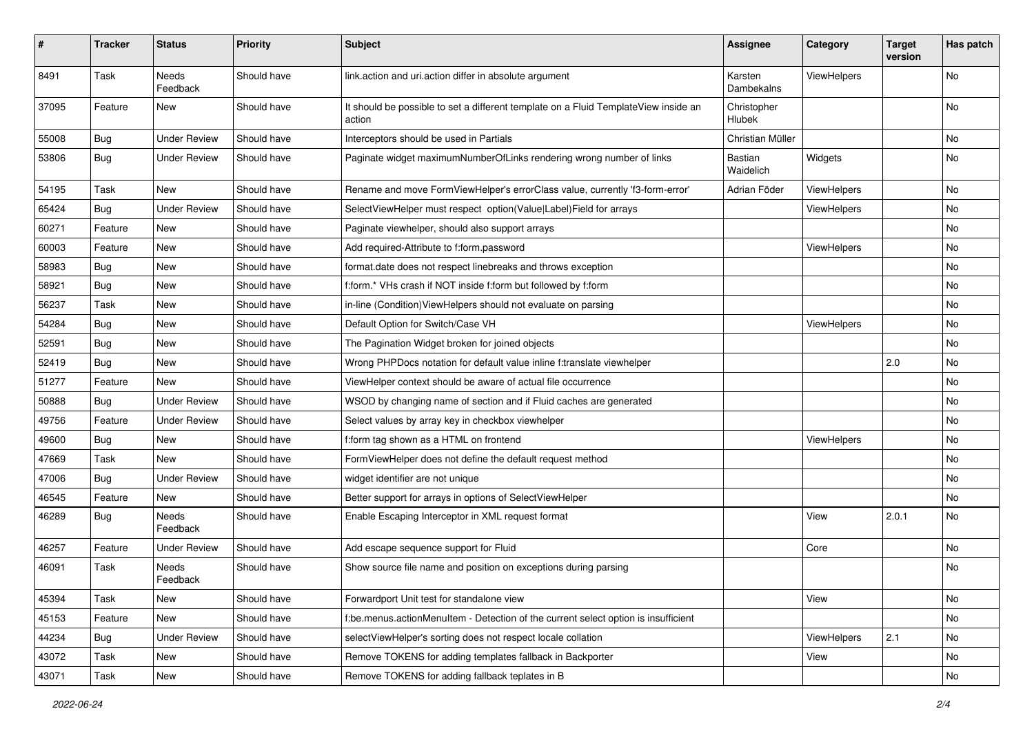| # | Tracker | Status | Priority | Subject | Assignee | Category | Target version | Has patch |
|---|---|---|---|---|---|---|---|---|
| 8491 | Task | Needs Feedback | Should have | link.action and uri.action differ in absolute argument | Karsten Dambekalns | ViewHelpers | | No |
| 37095 | Feature | New | Should have | It should be possible to set a different template on a Fluid TemplateView inside an action | Christopher Hlubek | | | No |
| 55008 | Bug | Under Review | Should have | Interceptors should be used in Partials | Christian Müller | | | No |
| 53806 | Bug | Under Review | Should have | Paginate widget maximumNumberOfLinks rendering wrong number of links | Bastian Waidelich | Widgets | | No |
| 54195 | Task | New | Should have | Rename and move FormViewHelper's errorClass value, currently 'f3-form-error' | Adrian Föder | ViewHelpers | | No |
| 65424 | Bug | Under Review | Should have | SelectViewHelper must respect option(Value\|Label)Field for arrays | | ViewHelpers | | No |
| 60271 | Feature | New | Should have | Paginate viewhelper, should also support arrays | | | | No |
| 60003 | Feature | New | Should have | Add required-Attribute to f:form.password | | ViewHelpers | | No |
| 58983 | Bug | New | Should have | format.date does not respect linebreaks and throws exception | | | | No |
| 58921 | Bug | New | Should have | f:form.* VHs crash if NOT inside f:form but followed by f:form | | | | No |
| 56237 | Task | New | Should have | in-line (Condition)ViewHelpers should not evaluate on parsing | | | | No |
| 54284 | Bug | New | Should have | Default Option for Switch/Case VH | | ViewHelpers | | No |
| 52591 | Bug | New | Should have | The Pagination Widget broken for joined objects | | | | No |
| 52419 | Bug | New | Should have | Wrong PHPDocs notation for default value inline f:translate viewhelper | | | 2.0 | No |
| 51277 | Feature | New | Should have | ViewHelper context should be aware of actual file occurrence | | | | No |
| 50888 | Bug | Under Review | Should have | WSOD by changing name of section and if Fluid caches are generated | | | | No |
| 49756 | Feature | Under Review | Should have | Select values by array key in checkbox viewhelper | | | | No |
| 49600 | Bug | New | Should have | f:form tag shown as a HTML on frontend | | ViewHelpers | | No |
| 47669 | Task | New | Should have | FormViewHelper does not define the default request method | | | | No |
| 47006 | Bug | Under Review | Should have | widget identifier are not unique | | | | No |
| 46545 | Feature | New | Should have | Better support for arrays in options of SelectViewHelper | | | | No |
| 46289 | Bug | Needs Feedback | Should have | Enable Escaping Interceptor in XML request format | | View | 2.0.1 | No |
| 46257 | Feature | Under Review | Should have | Add escape sequence support for Fluid | | Core | | No |
| 46091 | Task | Needs Feedback | Should have | Show source file name and position on exceptions during parsing | | | | No |
| 45394 | Task | New | Should have | Forwardport Unit test for standalone view | | View | | No |
| 45153 | Feature | New | Should have | f:be.menus.actionMenuItem - Detection of the current select option is insufficient | | | | No |
| 44234 | Bug | Under Review | Should have | selectViewHelper's sorting does not respect locale collation | | ViewHelpers | 2.1 | No |
| 43072 | Task | New | Should have | Remove TOKENS for adding templates fallback in Backporter | | View | | No |
| 43071 | Task | New | Should have | Remove TOKENS for adding fallback teplates in B | | | | No |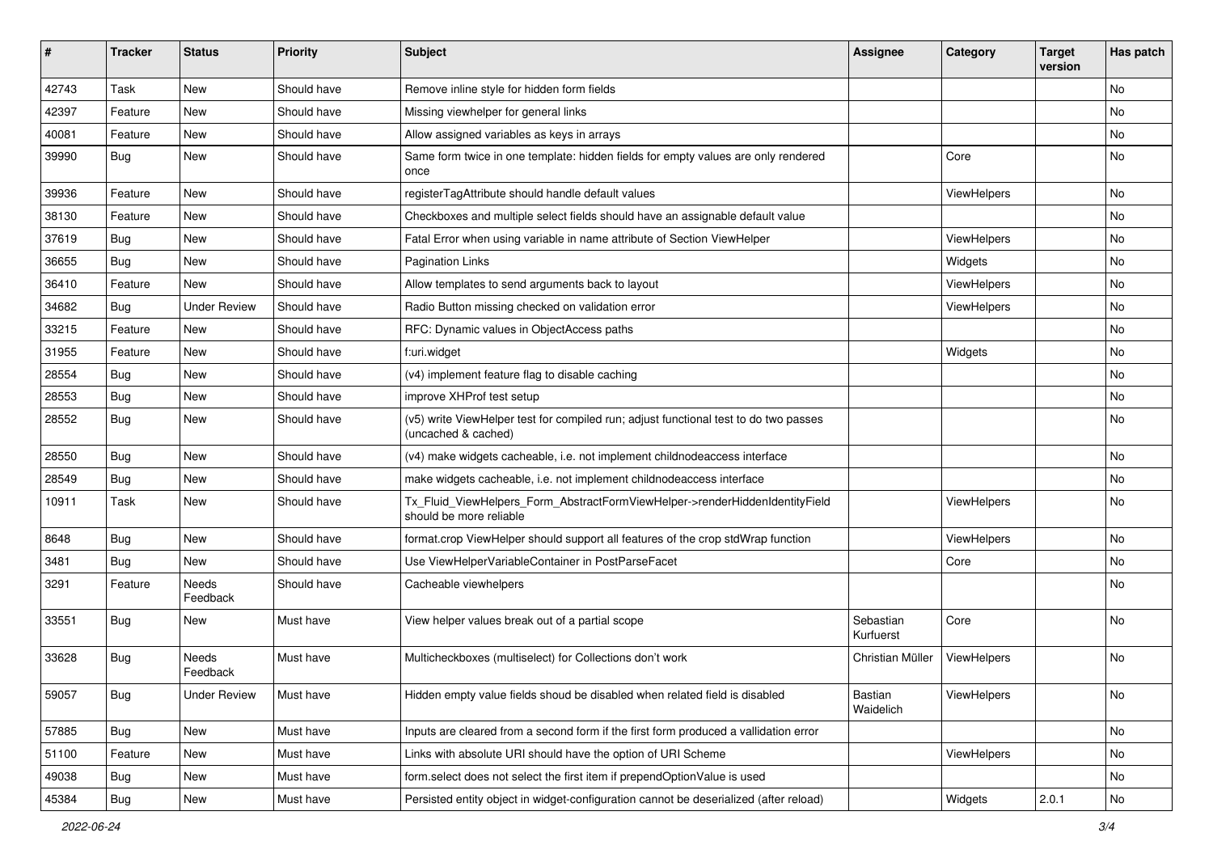| # | Tracker | Status | Priority | Subject | Assignee | Category | Target version | Has patch |
|---|---|---|---|---|---|---|---|---|
| 42743 | Task | New | Should have | Remove inline style for hidden form fields | | | | No |
| 42397 | Feature | New | Should have | Missing viewhelper for general links | | | | No |
| 40081 | Feature | New | Should have | Allow assigned variables as keys in arrays | | | | No |
| 39990 | Bug | New | Should have | Same form twice in one template: hidden fields for empty values are only rendered once | | Core | | No |
| 39936 | Feature | New | Should have | registerTagAttribute should handle default values | | ViewHelpers | | No |
| 38130 | Feature | New | Should have | Checkboxes and multiple select fields should have an assignable default value | | | | No |
| 37619 | Bug | New | Should have | Fatal Error when using variable in name attribute of Section ViewHelper | | ViewHelpers | | No |
| 36655 | Bug | New | Should have | Pagination Links | | Widgets | | No |
| 36410 | Feature | New | Should have | Allow templates to send arguments back to layout | | ViewHelpers | | No |
| 34682 | Bug | Under Review | Should have | Radio Button missing checked on validation error | | ViewHelpers | | No |
| 33215 | Feature | New | Should have | RFC: Dynamic values in ObjectAccess paths | | | | No |
| 31955 | Feature | New | Should have | f:uri.widget | | Widgets | | No |
| 28554 | Bug | New | Should have | (v4) implement feature flag to disable caching | | | | No |
| 28553 | Bug | New | Should have | improve XHProf test setup | | | | No |
| 28552 | Bug | New | Should have | (v5) write ViewHelper test for compiled run; adjust functional test to do two passes (uncached & cached) | | | | No |
| 28550 | Bug | New | Should have | (v4) make widgets cacheable, i.e. not implement childnodeaccess interface | | | | No |
| 28549 | Bug | New | Should have | make widgets cacheable, i.e. not implement childnodeaccess interface | | | | No |
| 10911 | Task | New | Should have | Tx_Fluid_ViewHelpers_Form_AbstractFormViewHelper->renderHiddenIdentityField should be more reliable | | ViewHelpers | | No |
| 8648 | Bug | New | Should have | format.crop ViewHelper should support all features of the crop stdWrap function | | ViewHelpers | | No |
| 3481 | Bug | New | Should have | Use ViewHelperVariableContainer in PostParseFacet | | Core | | No |
| 3291 | Feature | Needs Feedback | Should have | Cacheable viewhelpers | | | | No |
| 33551 | Bug | New | Must have | View helper values break out of a partial scope | Sebastian Kurfuerst | Core | | No |
| 33628 | Bug | Needs Feedback | Must have | Multicheckboxes (multiselect) for Collections don't work | Christian Müller | ViewHelpers | | No |
| 59057 | Bug | Under Review | Must have | Hidden empty value fields shoud be disabled when related field is disabled | Bastian Waidelich | ViewHelpers | | No |
| 57885 | Bug | New | Must have | Inputs are cleared from a second form if the first form produced a vallidation error | | | | No |
| 51100 | Feature | New | Must have | Links with absolute URI should have the option of URI Scheme | | ViewHelpers | | No |
| 49038 | Bug | New | Must have | form.select does not select the first item if prependOptionValue is used | | | | No |
| 45384 | Bug | New | Must have | Persisted entity object in widget-configuration cannot be deserialized (after reload) | | Widgets | 2.0.1 | No |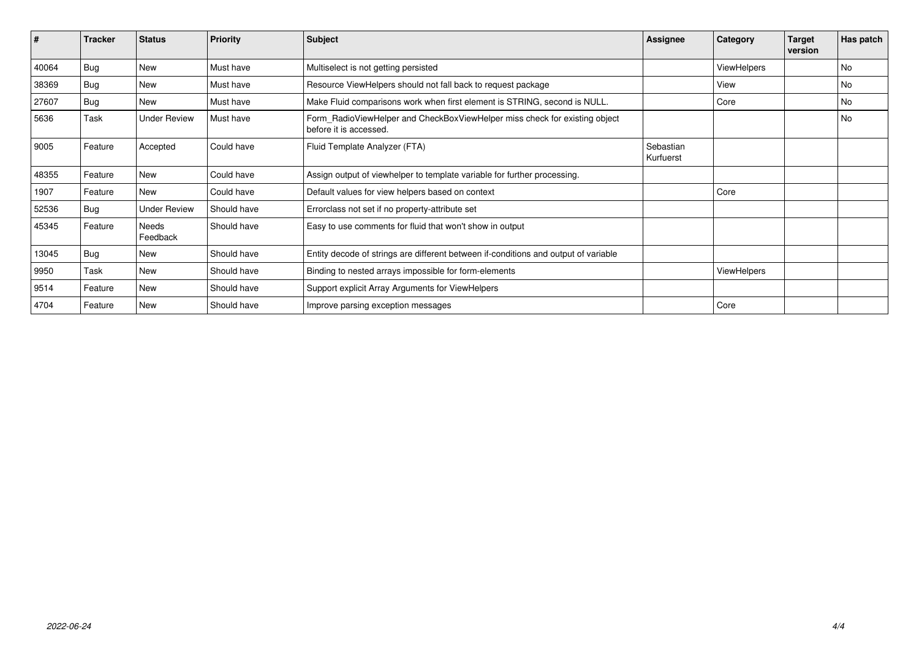| # | Tracker | Status | Priority | Subject | Assignee | Category | Target version | Has patch |
|---|---|---|---|---|---|---|---|---|
| 40064 | Bug | New | Must have | Multiselect is not getting persisted | | ViewHelpers | | No |
| 38369 | Bug | New | Must have | Resource ViewHelpers should not fall back to request package | | View | | No |
| 27607 | Bug | New | Must have | Make Fluid comparisons work when first element is STRING, second is NULL. | | Core | | No |
| 5636 | Task | Under Review | Must have | Form_RadioViewHelper and CheckBoxViewHelper miss check for existing object before it is accessed. | | | | No |
| 9005 | Feature | Accepted | Could have | Fluid Template Analyzer (FTA) | Sebastian Kurfuerst | | | |
| 48355 | Feature | New | Could have | Assign output of viewhelper to template variable for further processing. | | | | |
| 1907 | Feature | New | Could have | Default values for view helpers based on context | | Core | | |
| 52536 | Bug | Under Review | Should have | Errorclass not set if no property-attribute set | | | | |
| 45345 | Feature | Needs Feedback | Should have | Easy to use comments for fluid that won't show in output | | | | |
| 13045 | Bug | New | Should have | Entity decode of strings are different between if-conditions and output of variable | | | | |
| 9950 | Task | New | Should have | Binding to nested arrays impossible for form-elements | | ViewHelpers | | |
| 9514 | Feature | New | Should have | Support explicit Array Arguments for ViewHelpers | | | | |
| 4704 | Feature | New | Should have | Improve parsing exception messages | | Core | | |